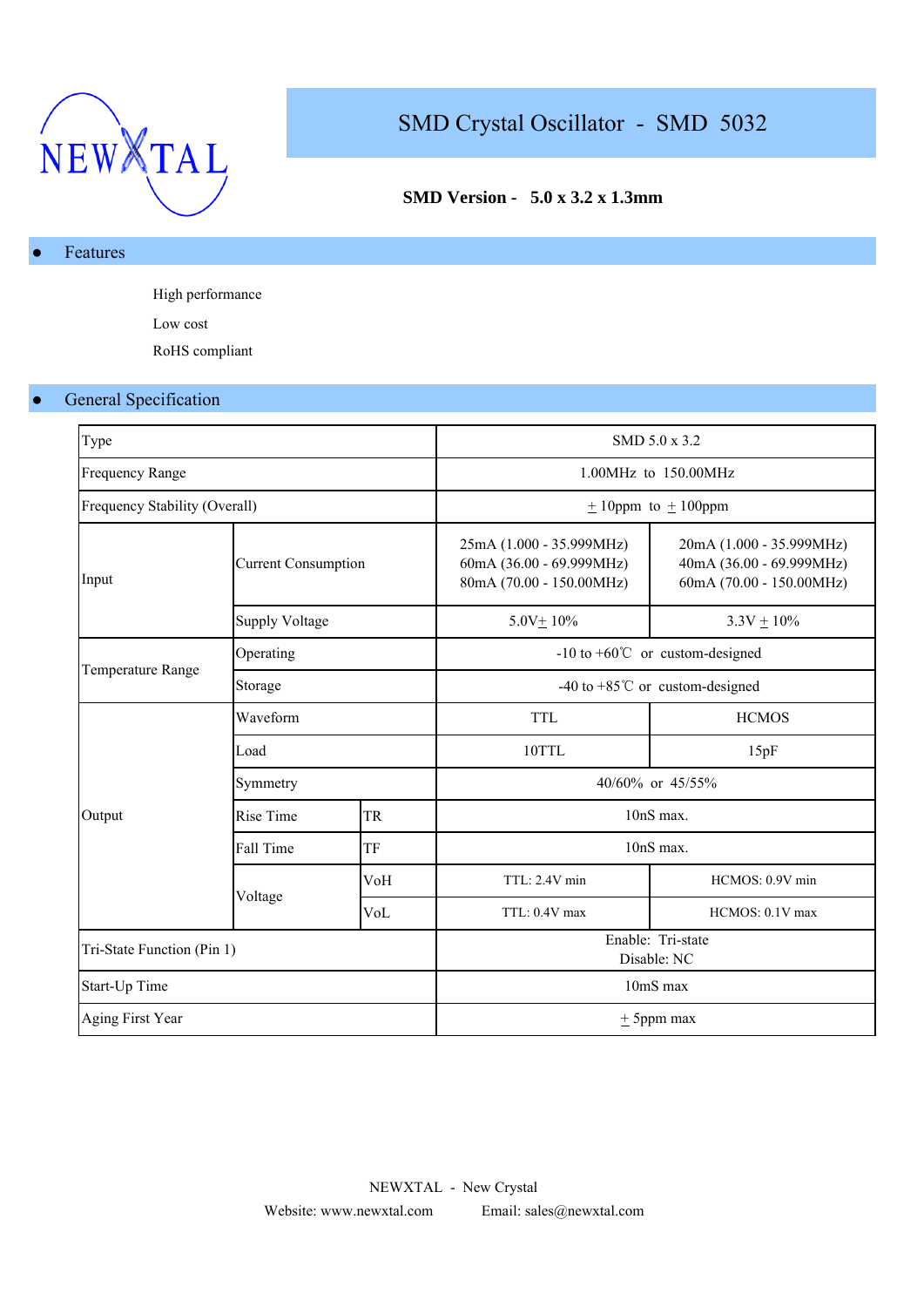NEWXTAL

# SMD Crystal Oscillator - SMD 5032

**SMD Version - 5.0 x 3.2 x 1.3mm**

## Features

- High performance
- Low cost
- RoHS compliant

## General Specification

| Type | | | SMD 5.0 x 3.2 | |
|---|---|---|---|---|
| Frequency Range | | | 1.00MHz to 150.00MHz | |
| Frequency Stability (Overall) | | | ± 10ppm to ± 100ppm | |
| Input | Current Consumption | | 25mA (1.000 - 35.999MHz)<br>60mA (36.00 - 69.999MHz)<br>80mA (70.00 - 150.00MHz) | 20mA (1.000 - 35.999MHz)<br>40mA (36.00 - 69.999MHz)<br>60mA (70.00 - 150.00MHz) |
| | Supply Voltage | | 5.0V± 10% | 3.3V ± 10% |
| Temperature Range | Operating | | -10 to +60℃ or custom-designed | |
| | Storage | | -40 to +85℃ or custom-designed | |
| Output | Waveform | | TTL | HCMOS |
| | Load | | 10TTL | 15pF |
| | Symmetry | | 40/60% or 45/55% | |
| | Rise Time | TR | 10nS max. | |
| | Fall Time | TF | 10nS max. | |
| | Voltage | VoH | TTL: 2.4V min | HCMOS: 0.9V min |
| | | VoL | TTL: 0.4V max | HCMOS: 0.1V max |
| Tri-State Function (Pin 1) | | | Enable: Tri-state<br>Disable: NC | |
| Start-Up Time | | | 10mS max | |
| Aging First Year | | | ± 5ppm max | |

NEWXTAL - New Crystal

Website: www.newxtal.com Email: sales@newxtal.com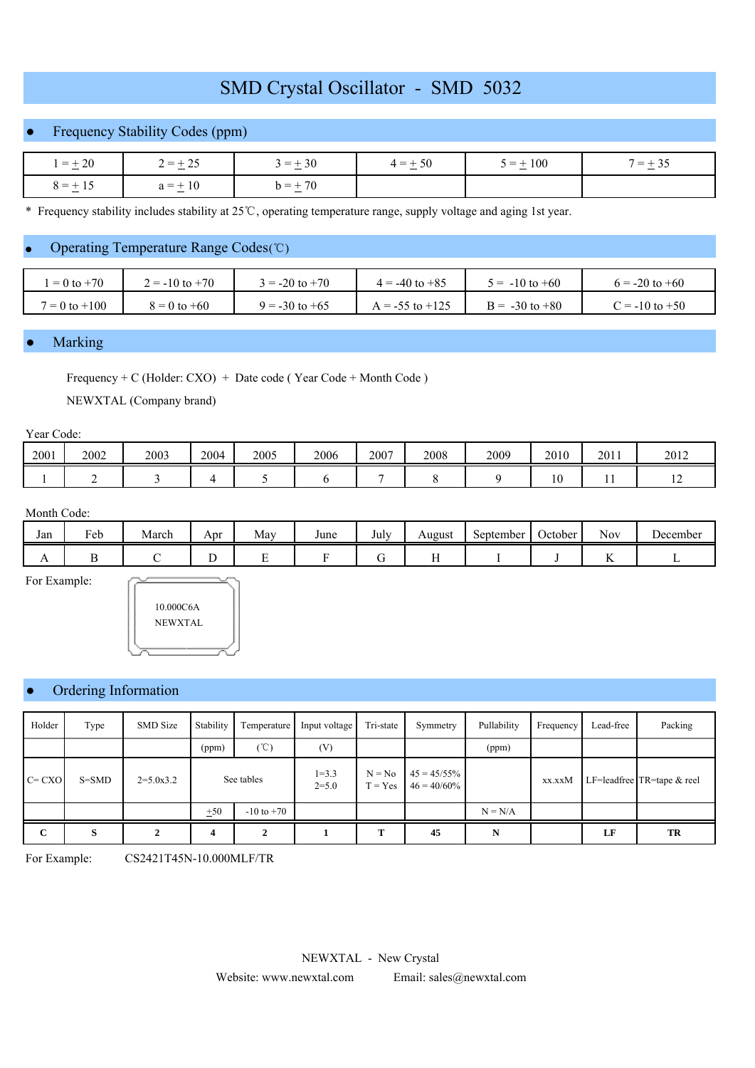# SMD Crystal Oscillator - SMD 5032

## Frequency Stability Codes (ppm)

| | | | | | |
|---|---|---|---|---|---|
| 1 = ± 20 | 2 = ± 25 | 3 = ± 30 | 4 = ± 50 | 5 = ± 100 | 7 = ± 35 |
| 8 = ± 15 | a = ± 10 | b = ± 70 | | | |

* Frequency stability includes stability at 25℃, operating temperature range, supply voltage and aging 1st year.

## Operating Temperature Range Codes(℃)

| | | | | | |
|---|---|---|---|---|---|
| 1 = 0 to +70 | 2 = -10 to +70 | 3 = -20 to +70 | 4 = -40 to +85 | 5 = -10 to +60 | 6 = -20 to +60 |
| 7 = 0 to +100 | 8 = 0 to +60 | 9 = -30 to +65 | A = -55 to +125 | B = -30 to +80 | C = -10 to +50 |

## Marking

Frequency + C (Holder: CXO) + Date code ( Year Code + Month Code )

NEWXTAL (Company brand)

Year Code:

| 2001 | 2002 | 2003 | 2004 | 2005 | 2006 | 2007 | 2008 | 2009 | 2010 | 2011 | 2012 |
|---|---|---|---|---|---|---|---|---|---|---|---|
| 1 | 2 | 3 | 4 | 5 | 6 | 7 | 8 | 9 | 10 | 11 | 12 |

Month Code:

| Jan | Feb | March | Apr | May | June | July | August | September | October | Nov | December |
|---|---|---|---|---|---|---|---|---|---|---|---|
| A | B | C | D | E | F | G | H | I | J | K | L |

For Example:

10.000C6A
NEWXTAL

## Ordering Information

| Holder | Type | SMD Size | Stability | Temperature | Input voltage | Tri-state | Symmetry | Pullability | Frequency | Lead-free | Packing |
|---|---|---|---|---|---|---|---|---|---|---|---|
| | | | (ppm) | (℃) | (V) | | | (ppm) | | | |
| C= CXO | S=SMD | 2=5.0x3.2 | See tables | | 1=3.3<br>2=5.0 | N = No<br>T = Yes | 45 = 45/55%<br>46 = 40/60% | | xx.xxM | LF=leadfree | TR=tape & reel |
| | | | ±50 | -10 to +70 | | | | N = N/A | | | |
| **C** | **S** | **2** | **4** | **2** | **1** | **T** | **45** | **N** | | **LF** | **TR** |

For Example: CS2421T45N-10.000MLF/TR

NEWXTAL - New Crystal

Website: www.newxtal.com Email: sales@newxtal.com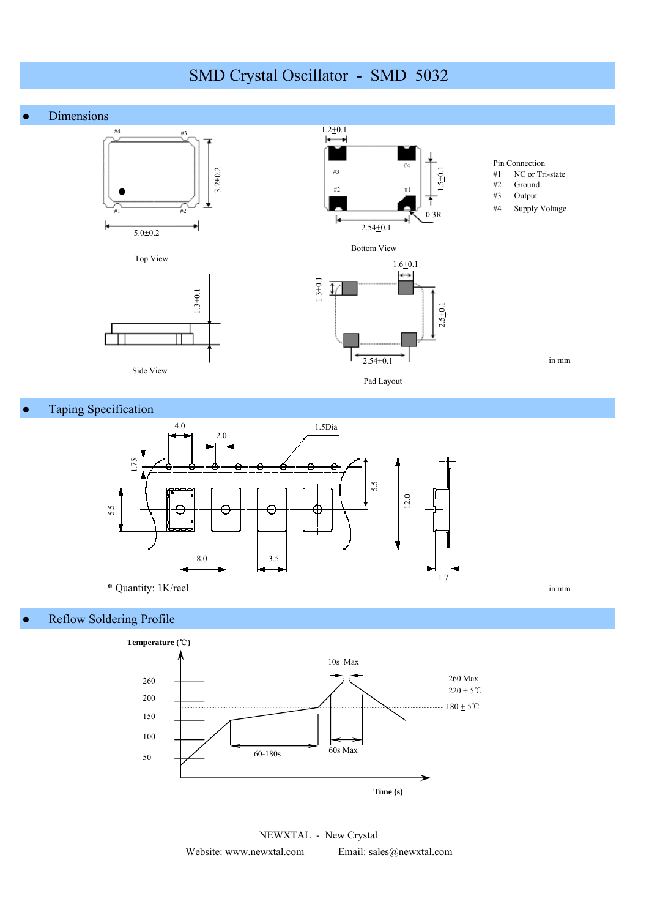# SMD Crystal Oscillator - SMD 5032

## Dimensions

#4 #3

#1 #2

3.2±0.2

5.0±0.2

Top View

1.2±0.1

#3 #4

#2 #1

1.5±0.1

2.54±0.1

0.3R

Bottom View

Pin Connection

#1 NC or Tri-state

#2 Ground

#3 Output

#4 Supply Voltage

1.3±0.1

Side View

1.6±0.1

1.3±0.1

2.5±0.1

2.54±0.1

Pad Layout

in mm

## Taping Specification

4.0

2.0

1.5Dia

1.75

5.5

5.5

12.0

8.0

3.5

1.7

* Quantity: 1K/reel

in mm

## Reflow Soldering Profile

Temperature (℃)

10s Max

260

200

150

100

50

260 Max

220 ± 5℃

180 ± 5℃

60-180s

60s Max

Time (s)

NEWXTAL - New Crystal

Website: www.newxtal.com Email: sales@newxtal.com